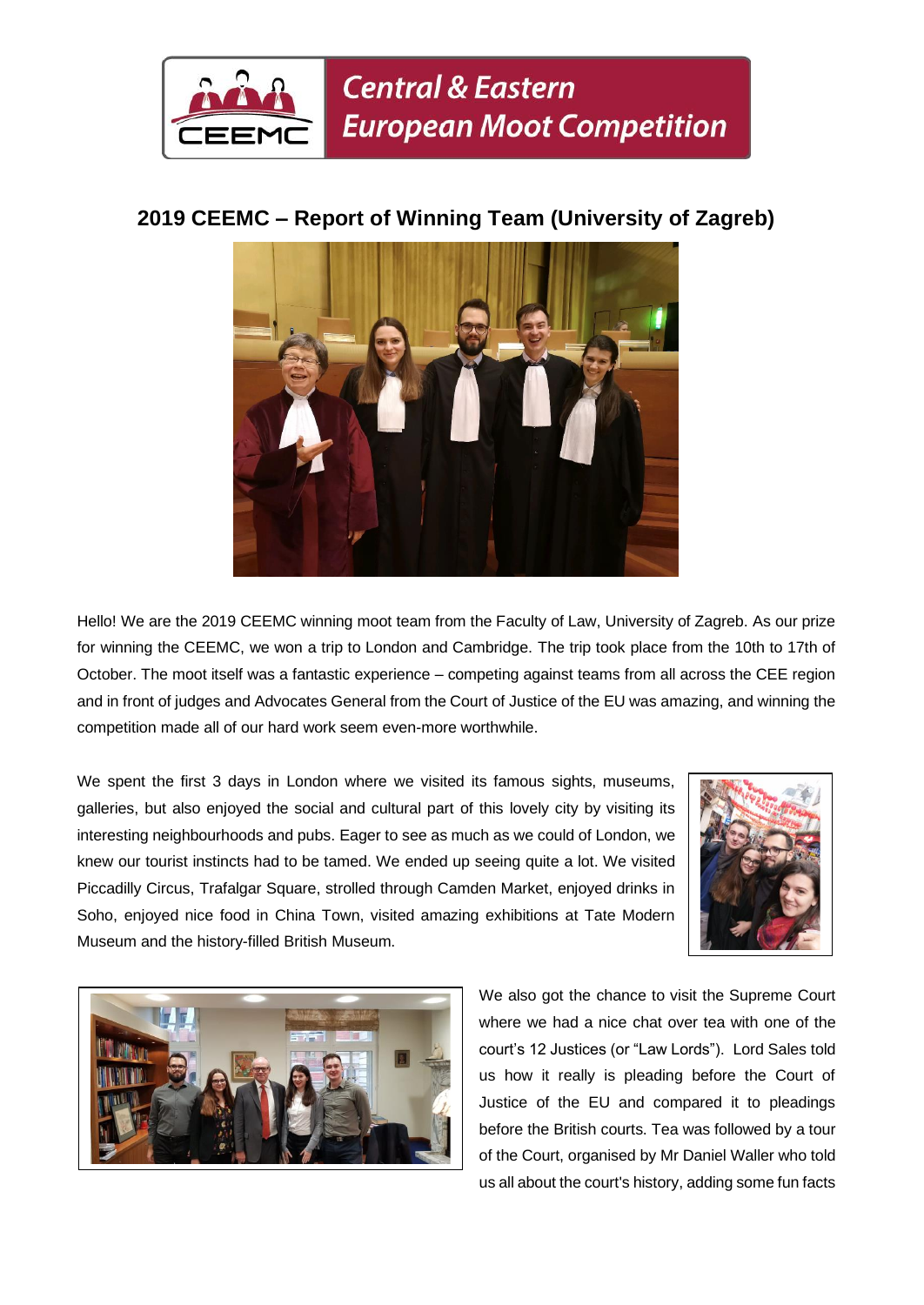# 2019 CEEMC – Report of Winning Team (University of Zagreb)

Hello! We are the 2019 CEEMC winning moot team from the Faculty of Law, University of Zagreb. As our prize for winning the CEEMC, we won a trip to London and Cambridge. The trip took place from the 10th to 17th of October. The moot itself was a fantastic experience – competing against teams from all across the CEE region and in front of judges and Advocates General from the Court of Justice of the EU was amazing, and winning the competition made all of our hard work seem even-more worthwhile.

We spent the first 3 days in London where we visited its famous sights, museums, galleries, but also enjoyed the social and cultural part of this lovely city by visiting its interesting neighbourhoods and pubs. Eager to see as much as we could of London, we knew our tourist instincts had to be tamed. We ended up seeing quite a lot. We visited Piccadilly Circus, Trafalgar Square, strolled through Camden Market, enjoyed drinks in Soho, enjoyed nice food in China Town, visited amazing exhibitions at Tate Modern Museum and the history-filled British Museum.

We also got the chance to visit the Supreme Court where we had a nice chat over tea with one of the court's 12 Justices (or "Law Lords"). Lord Sales told us how it really is pleading before the Court of Justice of the EU and compared it to pleadings before the British courts. Tea was followed by a tour of the Court, organised by Mr Daniel Waller who told us all about the court's history, adding some fun facts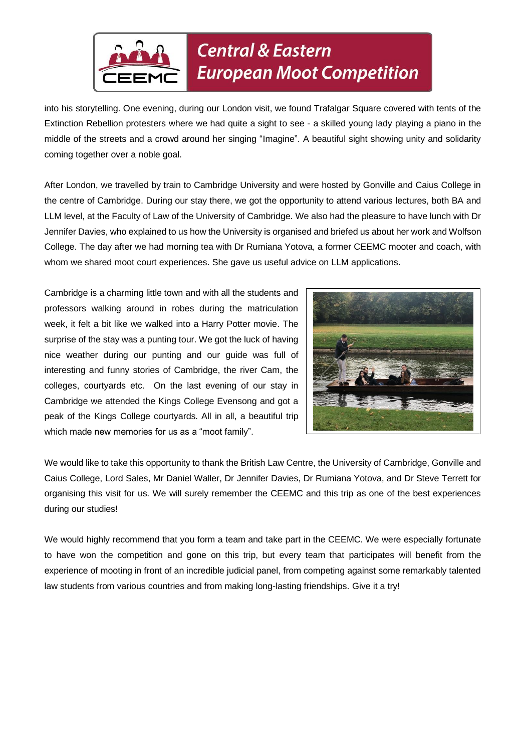into his storytelling. One evening, during our London visit, we found Trafalgar Square covered with tents of the Extinction Rebellion protesters where we had quite a sight to see - a skilled young lady playing a piano in the middle of the streets and a crowd around her singing "Imagine". A beautiful sight showing unity and solidarity coming together over a noble goal.

After London, we travelled by train to Cambridge University and were hosted by Gonville and Caius College in the centre of Cambridge. During our stay there, we got the opportunity to attend various lectures, both BA and LLM level, at the Faculty of Law of the University of Cambridge. We also had the pleasure to have lunch with Dr Jennifer Davies, who explained to us how the University is organised and briefed us about her work and Wolfson College. The day after we had morning tea with Dr Rumiana Yotova, a former CEEMC mooter and coach, with whom we shared moot court experiences. She gave us useful advice on LLM applications.

Cambridge is a charming little town and with all the students and professors walking around in robes during the matriculation week, it felt a bit like we walked into a Harry Potter movie. The surprise of the stay was a punting tour. We got the luck of having nice weather during our punting and our guide was full of interesting and funny stories of Cambridge, the river Cam, the colleges, courtyards etc. On the last evening of our stay in Cambridge we attended the Kings College Evensong and got a peak of the Kings College courtyards. All in all, a beautiful trip which made new memories for us as a "moot family".

We would like to take this opportunity to thank the British Law Centre, the University of Cambridge, Gonville and Caius College, Lord Sales, Mr Daniel Waller, Dr Jennifer Davies, Dr Rumiana Yotova, and Dr Steve Terrett for organising this visit for us. We will surely remember the CEEMC and this trip as one of the best experiences during our studies!

We would highly recommend that you form a team and take part in the CEEMC. We were especially fortunate to have won the competition and gone on this trip, but every team that participates will benefit from the experience of mooting in front of an incredible judicial panel, from competing against some remarkably talented law students from various countries and from making long-lasting friendships. Give it a try!